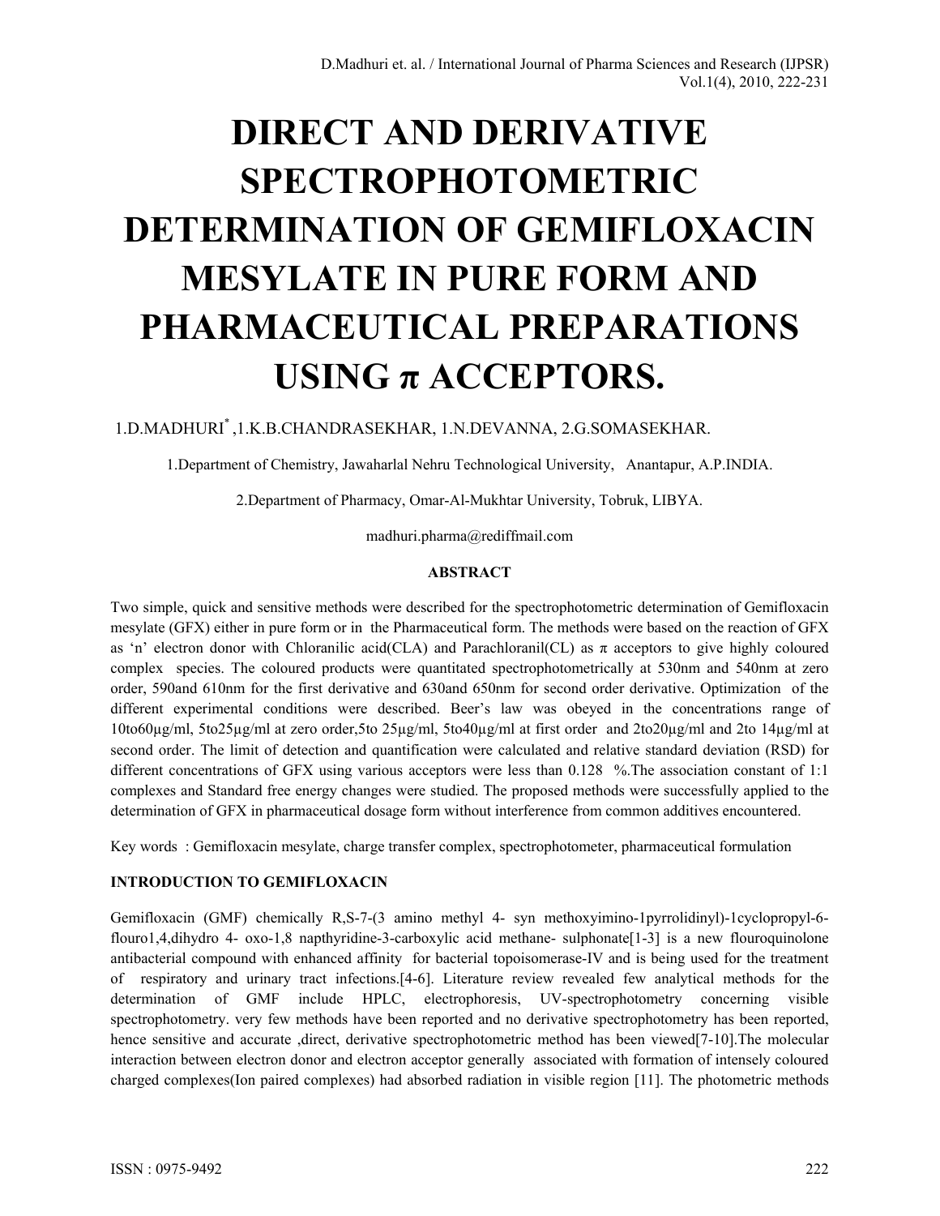# DIRECT AND DERIVATIVE SPECTROPHOTOMETRIC DETERMINATION OF GEMIFLOXACIN MESYLATE IN PURE FORM AND PHARMACEUTICAL PREPARATIONS USING π ACCEPTORS.

1.D.MADHURI*, 1.K.B.CHANDRASEKHAR, 1.N.DEVANNA, 2.G.SOMASEKHAR.

1.Department of Chemistry, Jawaharlal Nehru Technological University, Anantapur, A.P.INDIA.

2.Department of Pharmacy, Omar-Al-Mukhtar University, Tobruk, LIBYA.

madhuri.pharma@rediffmail.com

**ABSTRACT**

Two simple, quick and sensitive methods were described for the spectrophotometric determination of Gemifloxacin mesylate (GFX) either in pure form or in the Pharmaceutical form. The methods were based on the reaction of GFX as 'n' electron donor with Chloranilic acid(CLA) and Parachloranil(CL) as π acceptors to give highly coloured complex species. The coloured products were quantitated spectrophotometrically at 530nm and 540nm at zero order, 590and 610nm for the first derivative and 630and 650nm for second order derivative. Optimization of the different experimental conditions were described. Beer's law was obeyed in the concentrations range of 10to60µg/ml, 5to25µg/ml at zero order,5to 25µg/ml, 5to40µg/ml at first order and 2to20µg/ml and 2to 14µg/ml at second order. The limit of detection and quantification were calculated and relative standard deviation (RSD) for different concentrations of GFX using various acceptors were less than 0.128 %.The association constant of 1:1 complexes and Standard free energy changes were studied. The proposed methods were successfully applied to the determination of GFX in pharmaceutical dosage form without interference from common additives encountered.

Key words : Gemifloxacin mesylate, charge transfer complex, spectrophotometer, pharmaceutical formulation

**INTRODUCTION TO GEMIFLOXACIN**

Gemifloxacin (GMF) chemically R,S-7-(3 amino methyl 4- syn methoxyimino-1pyrrolidinyl)-1cyclopropyl-6-flouro1,4,dihydro 4- oxo-1,8 napthyridine-3-carboxylic acid methane- sulphonate[1-3] is a new flouroquinolone antibacterial compound with enhanced affinity for bacterial topoisomerase-IV and is being used for the treatment of respiratory and urinary tract infections.[4-6]. Literature review revealed few analytical methods for the determination of GMF include HPLC, electrophoresis, UV-spectrophotometry concerning visible spectrophotometry. very few methods have been reported and no derivative spectrophotometry has been reported, hence sensitive and accurate ,direct, derivative spectrophotometric method has been viewed[7-10].The molecular interaction between electron donor and electron acceptor generally associated with formation of intensely coloured charged complexes(Ion paired complexes) had absorbed radiation in visible region [11]. The photometric methods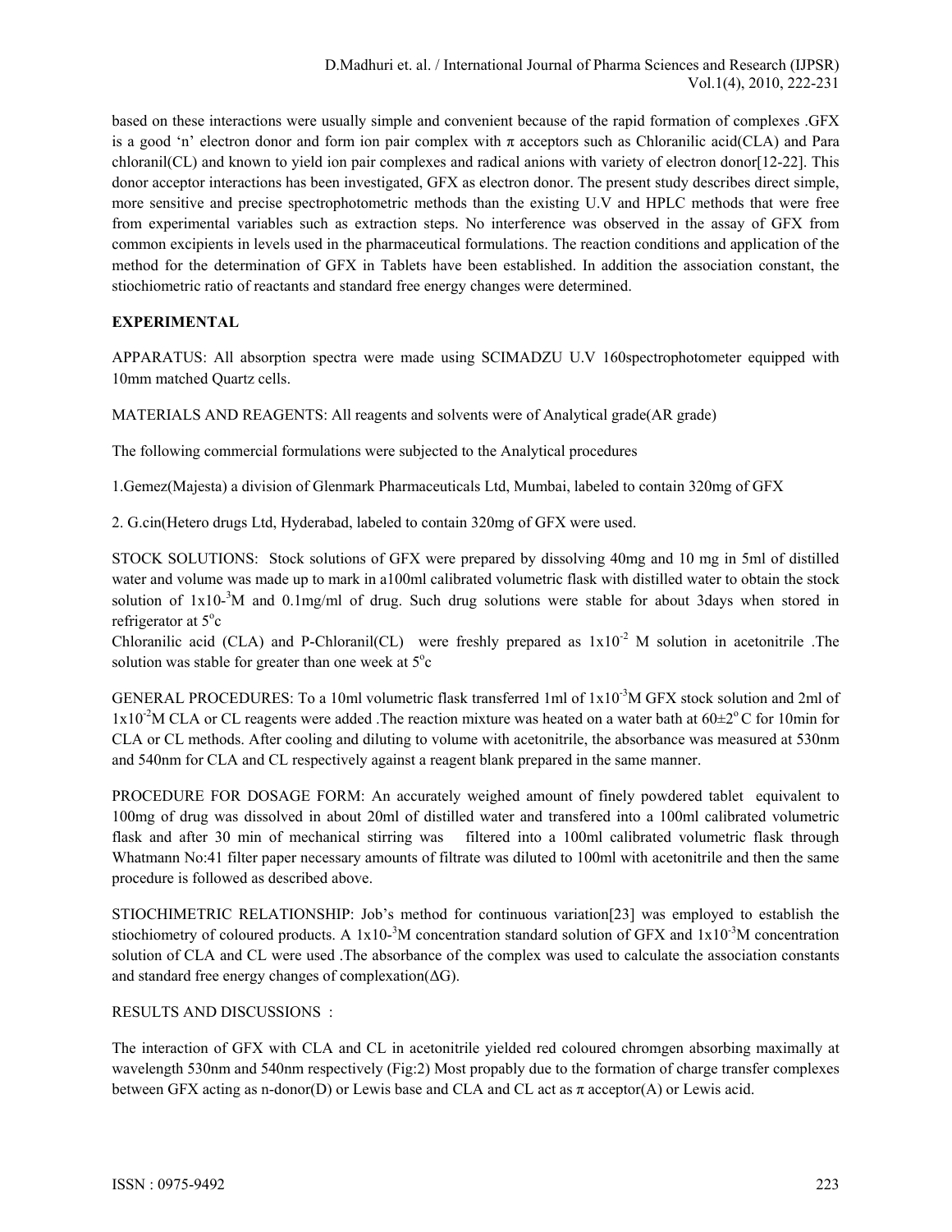based on these interactions were usually simple and convenient because of the rapid formation of complexes .GFX is a good 'n' electron donor and form ion pair complex with π acceptors such as Chloranilic acid(CLA) and Para chloranil(CL) and known to yield ion pair complexes and radical anions with variety of electron donor[12-22]. This donor acceptor interactions has been investigated, GFX as electron donor. The present study describes direct simple, more sensitive and precise spectrophotometric methods than the existing U.V and HPLC methods that were free from experimental variables such as extraction steps. No interference was observed in the assay of GFX from common excipients in levels used in the pharmaceutical formulations. The reaction conditions and application of the method for the determination of GFX in Tablets have been established. In addition the association constant, the stiochiometric ratio of reactants and standard free energy changes were determined.

**EXPERIMENTAL**

APPARATUS: All absorption spectra were made using SCIMADZU U.V 160spectrophotometer equipped with 10mm matched Quartz cells.

MATERIALS AND REAGENTS: All reagents and solvents were of Analytical grade(AR grade)

The following commercial formulations were subjected to the Analytical procedures

1.Gemez(Majesta) a division of Glenmark Pharmaceuticals Ltd, Mumbai, labeled to contain 320mg of GFX

2. G.cin(Hetero drugs Ltd, Hyderabad, labeled to contain 320mg of GFX were used.

STOCK SOLUTIONS: Stock solutions of GFX were prepared by dissolving 40mg and 10 mg in 5ml of distilled water and volume was made up to mark in a100ml calibrated volumetric flask with distilled water to obtain the stock solution of $1x10^{-3}$M and 0.1mg/ml of drug. Such drug solutions were stable for about 3days when stored in refrigerator at $5^{o}$c

Chloranilic acid (CLA) and P-Chloranil(CL) were freshly prepared as $1x10^{-2}$ M solution in acetonitrile .The solution was stable for greater than one week at $5^{o}$c

GENERAL PROCEDURES: To a 10ml volumetric flask transferred 1ml of $1x10^{-3}$M GFX stock solution and 2ml of $1x10^{-2}$M CLA or CL reagents were added .The reaction mixture was heated on a water bath at $60\pm2^{o}$ C for 10min for CLA or CL methods. After cooling and diluting to volume with acetonitrile, the absorbance was measured at 530nm and 540nm for CLA and CL respectively against a reagent blank prepared in the same manner.

PROCEDURE FOR DOSAGE FORM: An accurately weighed amount of finely powdered tablet equivalent to 100mg of drug was dissolved in about 20ml of distilled water and transfered into a 100ml calibrated volumetric flask and after 30 min of mechanical stirring was filtered into a 100ml calibrated volumetric flask through Whatmann No:41 filter paper necessary amounts of filtrate was diluted to 100ml with acetonitrile and then the same procedure is followed as described above.

STIOCHIMETRIC RELATIONSHIP: Job's method for continuous variation[23] was employed to establish the stiochiometry of coloured products. A $1x10^{-3}$M concentration standard solution of GFX and $1x10^{-3}$M concentration solution of CLA and CL were used .The absorbance of the complex was used to calculate the association constants and standard free energy changes of complexation($\Delta$G).

RESULTS AND DISCUSSIONS :

The interaction of GFX with CLA and CL in acetonitrile yielded red coloured chromgen absorbing maximally at wavelength 530nm and 540nm respectively (Fig:2) Most propably due to the formation of charge transfer complexes between GFX acting as n-donor(D) or Lewis base and CLA and CL act as π acceptor(A) or Lewis acid.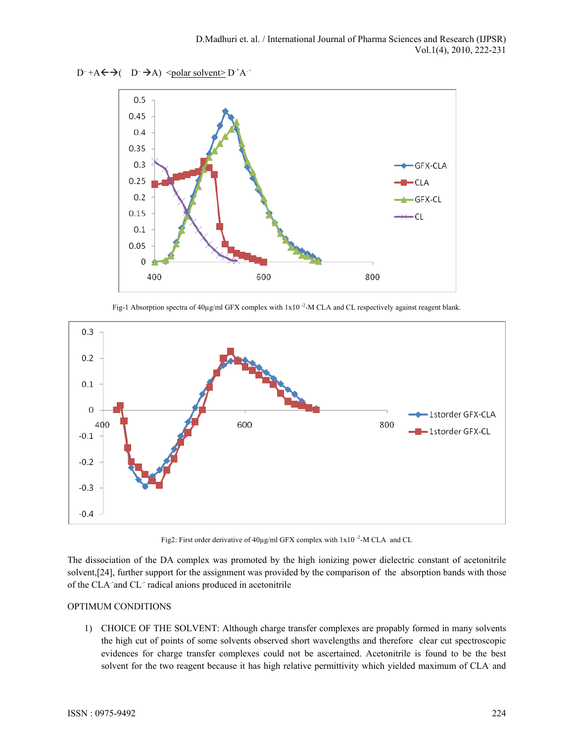$D^{\cdot\cdot} + A \leftrightarrow (D^{\cdot\cdot} \rightarrow A)$ <u><polar solvent></u> $D^{\cdot+}A^{\cdot-}$

Fig-1 Absorption spectra of 40µg/ml GFX complex with $1 \times 10^{-2}$-M CLA and CL respectively against reagent blank.

Fig2: First order derivative of 40µg/ml GFX complex with $1 \times 10^{-2}$-M CLA and CL

The dissociation of the DA complex was promoted by the high ionizing power dielectric constant of acetonitrile solvent,[24], further support for the assignment was provided by the comparison of the absorption bands with those of the $CLA^{-}$ and $CL^{-}$ radical anions produced in acetonitrile

OPTIMUM CONDITIONS

1) CHOICE OF THE SOLVENT: Although charge transfer complexes are propably formed in many solvents the high cut of points of some solvents observed short wavelengths and therefore clear cut spectroscopic evidences for charge transfer complexes could not be ascertained. Acetonitrile is found to be the best solvent for the two reagent because it has high relative permittivity which yielded maximum of $CLA^{-}$ and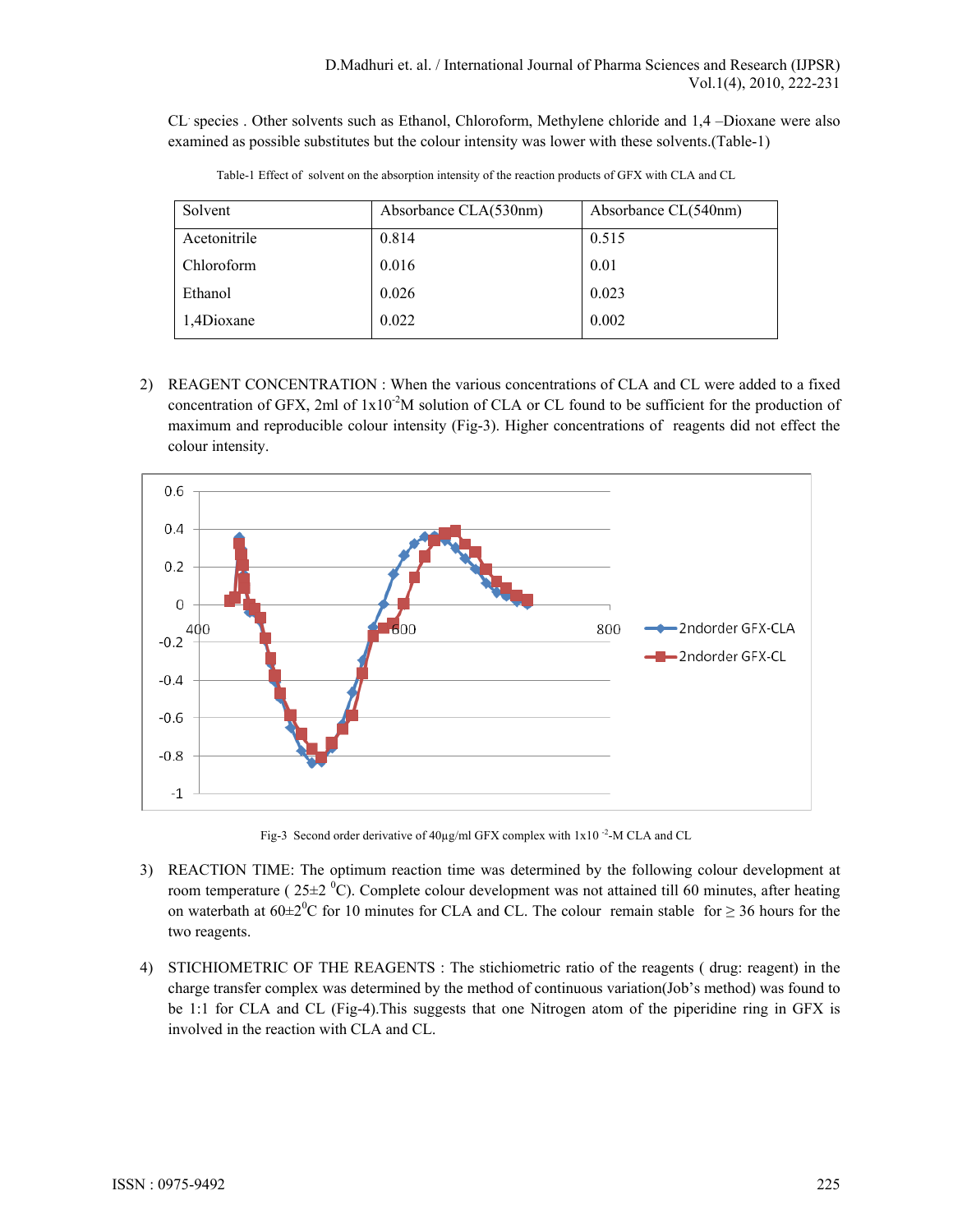CL- species . Other solvents such as Ethanol, Chloroform, Methylene chloride and 1,4 –Dioxane were also examined as possible substitutes but the colour intensity was lower with these solvents.(Table-1)

Table-1 Effect of solvent on the absorption intensity of the reaction products of GFX with CLA and CL

| Solvent | Absorbance CLA(530nm) | Absorbance CL(540nm) |
|---|---|---|
| Acetonitrile | 0.814 | 0.515 |
| Chloroform | 0.016 | 0.01 |
| Ethanol | 0.026 | 0.023 |
| 1,4Dioxane | 0.022 | 0.002 |

2) REAGENT CONCENTRATION : When the various concentrations of CLA and CL were added to a fixed concentration of GFX, 2ml of $1x10^{-2}$M solution of CLA or CL found to be sufficient for the production of maximum and reproducible colour intensity (Fig-3). Higher concentrations of reagents did not effect the colour intensity.

Fig-3 Second order derivative of 40µg/ml GFX complex with $1x10^{-2}$-M CLA and CL

3) REACTION TIME: The optimum reaction time was determined by the following colour development at room temperature ( 25±2 $^0$C). Complete colour development was not attained till 60 minutes, after heating on waterbath at 60±2$^0$C for 10 minutes for CLA and CL. The colour remain stable for ≥ 36 hours for the two reagents.

4) STICHIOMETRIC OF THE REAGENTS : The stichiometric ratio of the reagents ( drug: reagent) in the charge transfer complex was determined by the method of continuous variation(Job's method) was found to be 1:1 for CLA and CL (Fig-4).This suggests that one Nitrogen atom of the piperidine ring in GFX is involved in the reaction with CLA and CL.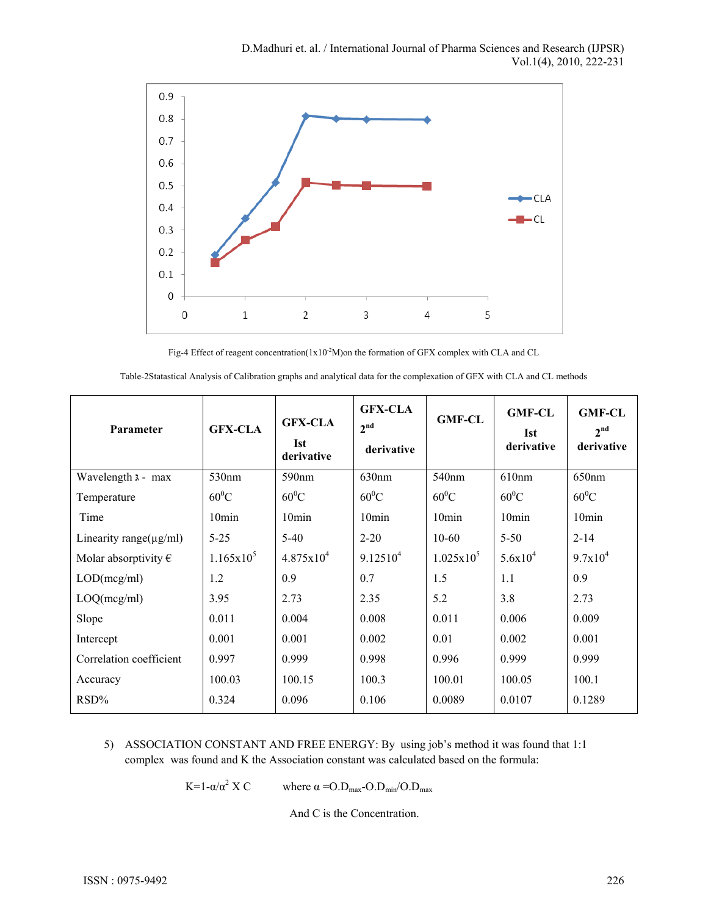Fig-4 Effect of reagent concentration($1x10^{-2}$M)on the formation of GFX complex with CLA and CL

Table-2Statastical Analysis of Calibration graphs and analytical data for the complexation of GFX with CLA and CL methods

| Parameter | GFX-CLA | GFX-CLA Ist derivative | GFX-CLA 2nd derivative | GMF-CL | GMF-CL Ist derivative | GMF-CL 2nd derivative |
|---|---|---|---|---|---|---|
| Wavelength λ - max | 530nm | 590nm | 630nm | 540nm | 610nm | 650nm |
| Temperature | $60^0$C | $60^0$C | $60^0$C | $60^0$C | $60^0$C | $60^0$C |
| Time | 10min | 10min | 10min | 10min | 10min | 10min |
| Linearity range(µg/ml) | 5-25 | 5-40 | 2-20 | 10-60 | 5-50 | 2-14 |
| Molar absorptivity € | $1.165x10^5$ | $4.875x10^4$ | $9.12510^4$ | $1.025x10^5$ | $5.6x10^4$ | $9.7x10^4$ |
| LOD(mcg/ml) | 1.2 | 0.9 | 0.7 | 1.5 | 1.1 | 0.9 |
| LOQ(mcg/ml) | 3.95 | 2.73 | 2.35 | 5.2 | 3.8 | 2.73 |
| Slope | 0.011 | 0.004 | 0.008 | 0.011 | 0.006 | 0.009 |
| Intercept | 0.001 | 0.001 | 0.002 | 0.01 | 0.002 | 0.001 |
| Correlation coefficient | 0.997 | 0.999 | 0.998 | 0.996 | 0.999 | 0.999 |
| Accuracy | 100.03 | 100.15 | 100.3 | 100.01 | 100.05 | 100.1 |
| RSD% | 0.324 | 0.096 | 0.106 | 0.0089 | 0.0107 | 0.1289 |

5) ASSOCIATION CONSTANT AND FREE ENERGY: By using job's method it was found that 1:1 complex was found and K the Association constant was calculated based on the formula:

$$K=1-\alpha/\alpha^2 \text{ X } C \qquad \text{where } \alpha = O.D_{max}-O.D_{min}/O.D_{max}$$

And C is the Concentration.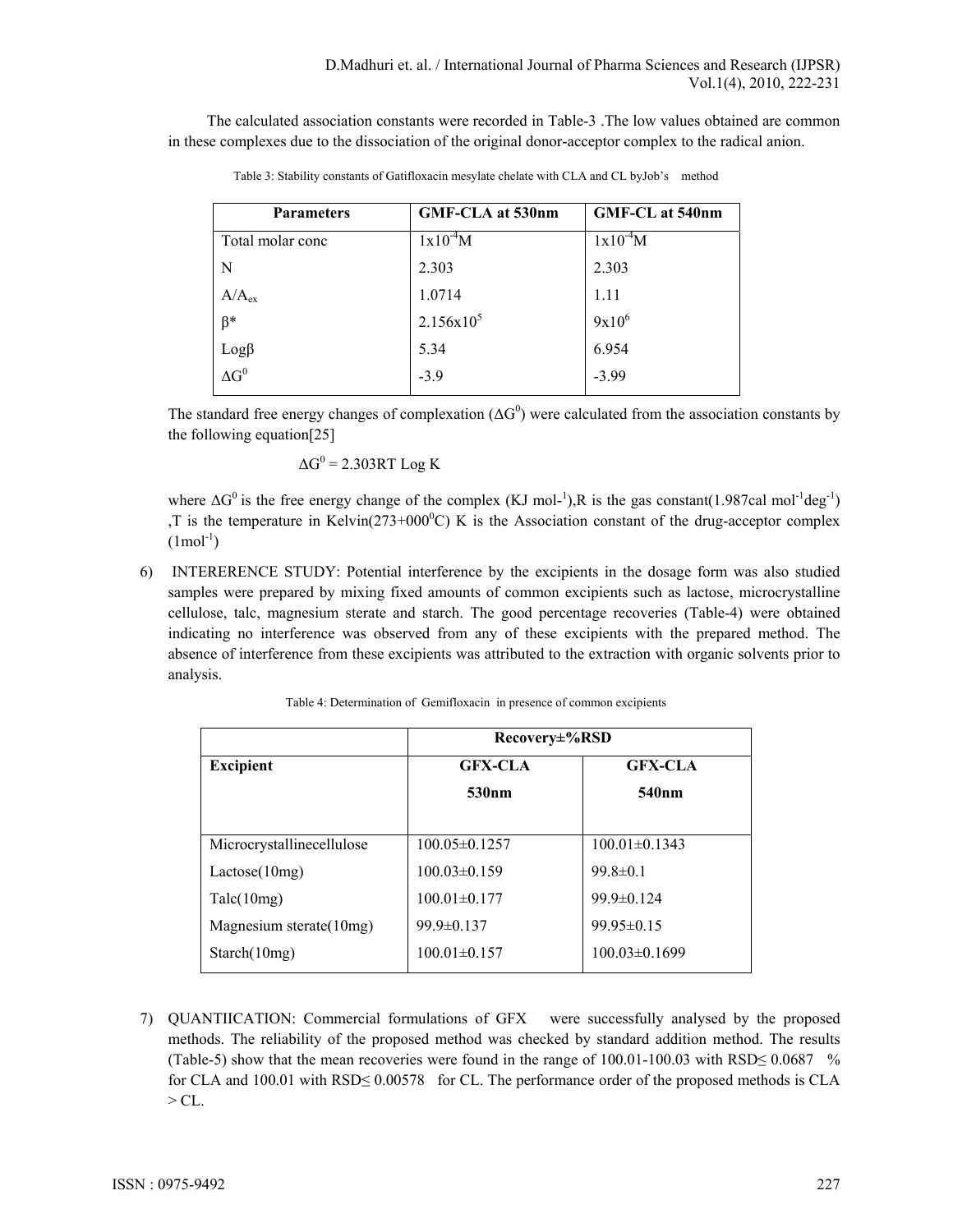The calculated association constants were recorded in Table-3 .The low values obtained are common in these complexes due to the dissociation of the original donor-acceptor complex to the radical anion.

Table 3: Stability constants of Gatifloxacin mesylate chelate with CLA and CL byJob's method

| Parameters | GMF-CLA at 530nm | GMF-CL at 540nm |
|---|---|---|
| Total molar conc | $1x10^{-4}$M | $1x10^{-4}$M |
| N | 2.303 | 2.303 |
| $A/A_{ex}$ | 1.0714 | 1.11 |
| β* | $2.156x10^{5}$ | $9x10^{6}$ |
| Logβ | 5.34 | 6.954 |
| $\Delta G^{0}$ | -3.9 | -3.99 |

The standard free energy changes of complexation ($\Delta G^0$) were calculated from the association constants by the following equation[25]

$$\Delta G^0 = 2.303RT \text{ Log } K$$

where $\Delta G^0$ is the free energy change of the complex (KJ $mol^{-1}$),R is the gas constant(1.987cal $mol^{-1}deg^{-1}$) ,T is the temperature in Kelvin($273+000^0C$) K is the Association constant of the drug-acceptor complex ($1mol^{-1}$)

6) INTERERENCE STUDY: Potential interference by the excipients in the dosage form was also studied samples were prepared by mixing fixed amounts of common excipients such as lactose, microcrystalline cellulose, talc, magnesium sterate and starch. The good percentage recoveries (Table-4) were obtained indicating no interference was observed from any of these excipients with the prepared method. The absence of interference from these excipients was attributed to the extraction with organic solvents prior to analysis.

Table 4: Determination of Gemifloxacin in presence of common excipients

| | Recovery±%RSD | |
|---|---|---|
| **Excipient** | **GFX-CLA 530nm** | **GFX-CLA 540nm** |
| Microcrystallinecellulose | 100.05±0.1257 | 100.01±0.1343 |
| Lactose(10mg) | 100.03±0.159 | 99.8±0.1 |
| Talc(10mg) | 100.01±0.177 | 99.9±0.124 |
| Magnesium sterate(10mg) | 99.9±0.137 | 99.95±0.15 |
| Starch(10mg) | 100.01±0.157 | 100.03±0.1699 |

7) QUANTIICATION: Commercial formulations of GFX were successfully analysed by the proposed methods. The reliability of the proposed method was checked by standard addition method. The results (Table-5) show that the mean recoveries were found in the range of 100.01-100.03 with RSD≤ 0.0687 % for CLA and 100.01 with RSD≤ 0.00578 for CL. The performance order of the proposed methods is CLA > CL.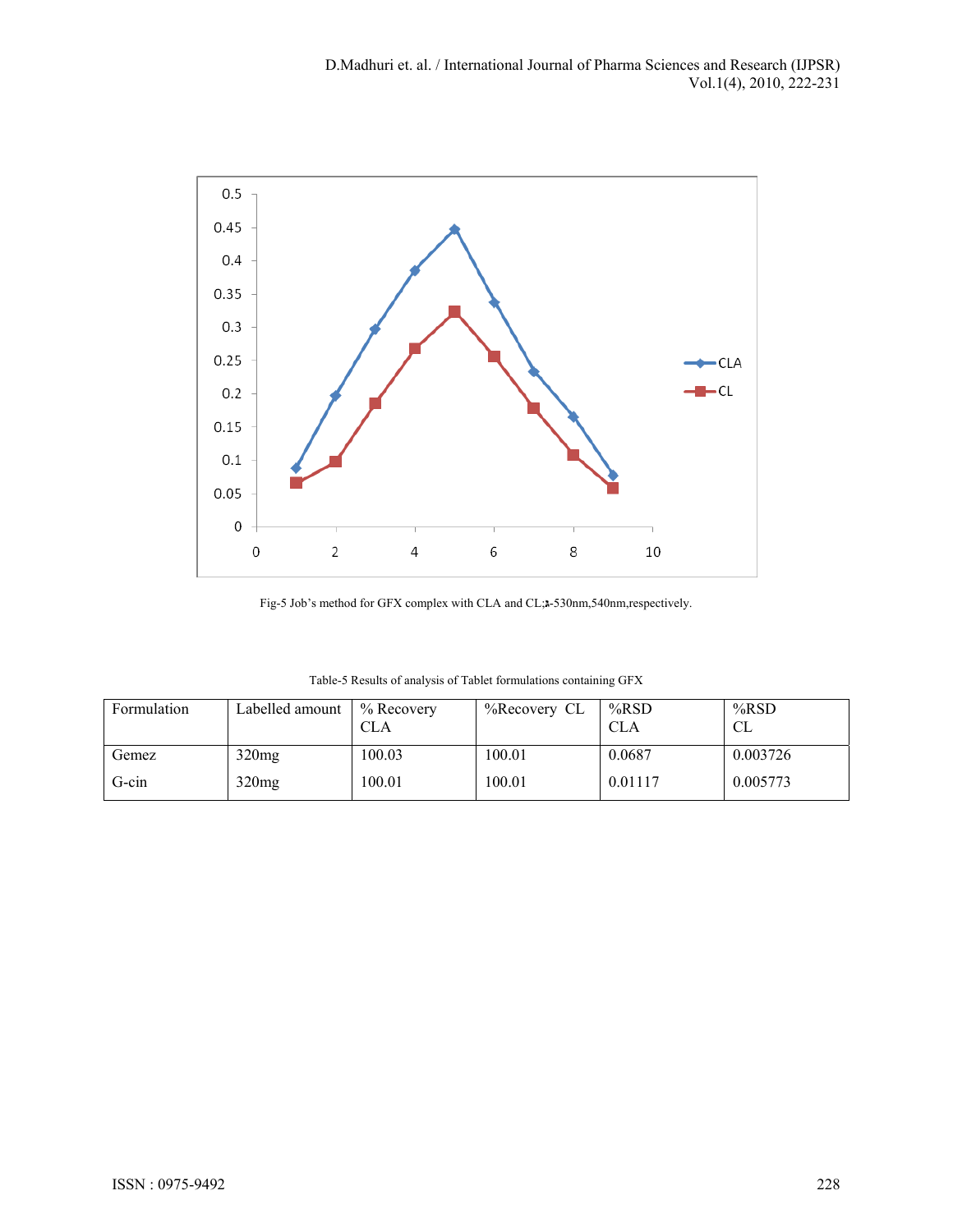Fig-5 Job's method for GFX complex with CLA and CL;λ-530nm,540nm,respectively.

Table-5 Results of analysis of Tablet formulations containing GFX

| Formulation | Labelled amount | % Recovery CLA | %Recovery CL | %RSD CLA | %RSD CL |
|---|---|---|---|---|---|
| Gemez | 320mg | 100.03 | 100.01 | 0.0687 | 0.003726 |
| G-cin | 320mg | 100.01 | 100.01 | 0.01117 | 0.005773 |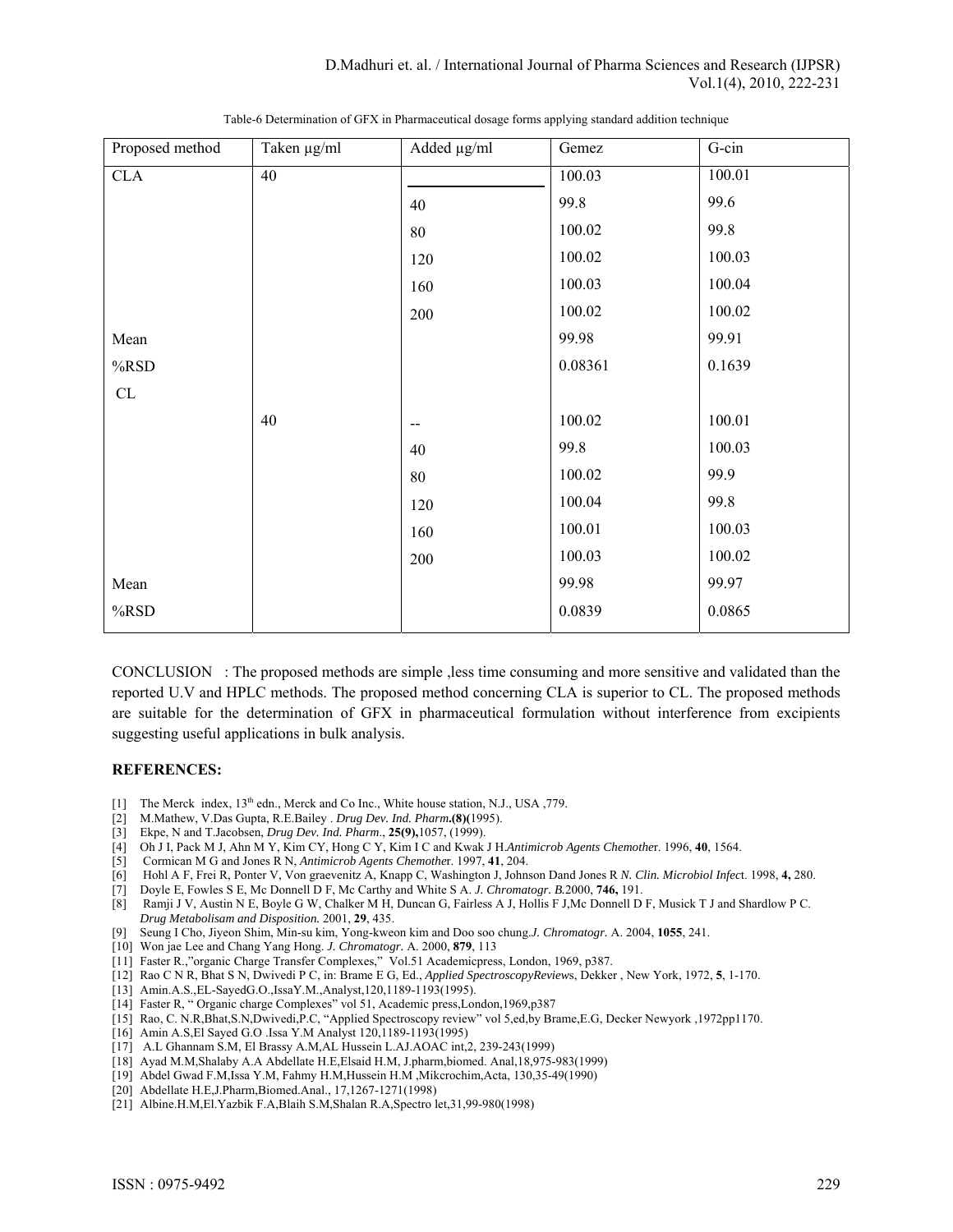Table-6 Determination of GFX in Pharmaceutical dosage forms applying standard addition technique

| Proposed method | Taken μg/ml | Added μg/ml | Gemez | G-cin |
|---|---|---|---|---|
| CLA | 40 | | 100.03 | 100.01 |
| | | 40 | 99.8 | 99.6 |
| | | 80 | 100.02 | 99.8 |
| | | 120 | 100.02 | 100.03 |
| | | 160 | 100.03 | 100.04 |
| | | 200 | 100.02 | 100.02 |
| Mean | | | 99.98 | 99.91 |
| %RSD | | | 0.08361 | 0.1639 |
| CL | | | | |
| | 40 | -- | 100.02 | 100.01 |
| | | 40 | 99.8 | 100.03 |
| | | 80 | 100.02 | 99.9 |
| | | 120 | 100.04 | 99.8 |
| | | 160 | 100.01 | 100.03 |
| | | 200 | 100.03 | 100.02 |
| Mean | | | 99.98 | 99.97 |
| %RSD | | | 0.0839 | 0.0865 |

CONCLUSION : The proposed methods are simple ,less time consuming and more sensitive and validated than the reported U.V and HPLC methods. The proposed method concerning CLA is superior to CL. The proposed methods are suitable for the determination of GFX in pharmaceutical formulation without interference from excipients suggesting useful applications in bulk analysis.

**REFERENCES:**

[1] The Merck index, 13th edn., Merck and Co Inc., White house station, N.J., USA ,779.
[2] M.Mathew, V.Das Gupta, R.E.Bailey . *Drug Dev. Ind. Pharm*.**(8)**(1995).
[3] Ekpe, N and T.Jacobsen, *Drug Dev. Ind. Pharm*., **25(9),**1057, (1999).
[4] Oh J I, Pack M J, Ahn M Y, Kim CY, Hong C Y, Kim I C and Kwak J H.*Antimicrob Agents Chemother*. 1996, **40**, 1564.
[5] Cormican M G and Jones R N, *Antimicrob Agents Chemother*. 1997, **41**, 204.
[6] Hohl A F, Frei R, Ponter V, Von graevenitz A, Knapp C, Washington J, Johnson Dand Jones R *N. Clin. Microbiol Infec*t. 1998, **4,** 280.
[7] Doyle E, Fowles S E, Mc Donnell D F, Mc Carthy and White S A. *J. Chromatogr. B.*2000, **746,** 191.
[8] Ramji J V, Austin N E, Boyle G W, Chalker M H, Duncan G, Fairless A J, Hollis F J,Mc Donnell D F, Musick T J and Shardlow P C. *Drug Metabolisam and Disposition.* 2001, **29**, 435.
[9] Seung I Cho, Jiyeon Shim, Min-su kim, Yong-kweon kim and Doo soo chung.*J. Chromatogr.* A. 2004, **1055**, 241.
[10] Won jae Lee and Chang Yang Hong. *J. Chromatogr.* A. 2000, **879**, 113
[11] Faster R.,"organic Charge Transfer Complexes," Vol.51 Academicpress, London, 1969, p387.
[12] Rao C N R, Bhat S N, Dwivedi P C, in: Brame E G, Ed., *Applied SpectroscopyReviews*, Dekker , New York, 1972, **5**, 1-170.
[13] Amin.A.S.,EL-SayedG.O.,IssaY.M.,Analyst,120,1189-1193(1995).
[14] Faster R, " Organic charge Complexes" vol 51, Academic press,London,1969,p387
[15] Rao, C. N.R,Bhat,S.N,Dwivedi,P.C, "Applied Spectroscopy review" vol 5,ed,by Brame,E.G, Decker Newyork ,1972pp1170.
[16] Amin A.S,El Sayed G.O .Issa Y.M Analyst 120,1189-1193(1995)
[17] A.L Ghannam S.M, El Brassy A.M,AL Hussein L.AJ.AOAC int,2, 239-243(1999)
[18] Ayad M.M,Shalaby A.A Abdellate H.E,Elsaid H.M, J.pharm,biomed. Anal,18,975-983(1999)
[19] Abdel Gwad F.M,Issa Y.M, Fahmy H.M,Hussein H.M ,Mikcrochim,Acta, 130,35-49(1990)
[20] Abdellate H.E,J.Pharm,Biomed.Anal., 17,1267-1271(1998)
[21] Albine.H.M,El.Yazbik F.A,Blaih S.M,Shalan R.A,Spectro let,31,99-980(1998)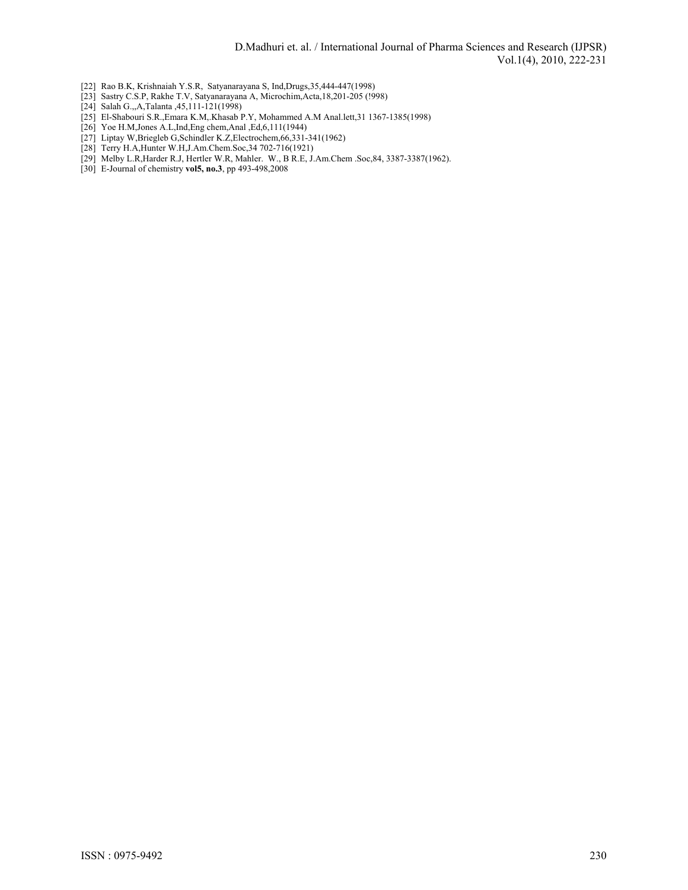[22] Rao B.K, Krishnaiah Y.S.R, Satyanarayana S, Ind,Drugs,35,444-447(1998)
[23] Sastry C.S.P, Rakhe T.V, Satyanarayana A, Microchim,Acta,18,201-205 (!998)
[24] Salah G.,,A,Talanta ,45,111-121(1998)
[25] El-Shabouri S.R.,Emara K.M,.Khasab P.Y, Mohammed A.M Anal.lett,31 1367-1385(1998)
[26] Yoe H.M,Jones A.L,Ind,Eng chem,Anal ,Ed,6,111(1944)
[27] Liptay W,Briegleb G,Schindler K.Z,Electrochem,66,331-341(1962)
[28] Terry H.A,Hunter W.H,J.Am.Chem.Soc,34 702-716(1921)
[29] Melby L.R,Harder R.J, Hertler W.R, Mahler. W., B R.E, J.Am.Chem .Soc,84, 3387-3387(1962).
[30] E-Journal of chemistry **vol5, no.3**, pp 493-498,2008